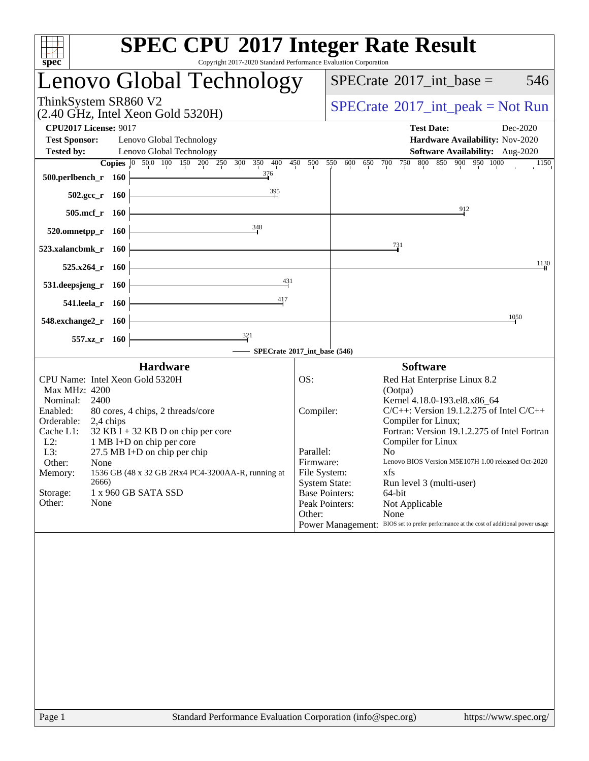# SPEC CPU 2017 Integer Rate Result

Copyright 2017-2020 Standard Performance Evaluation Corporation

## Lenovo Global Technology

ThinkSystem SR860 V2
(2.40 GHz, Intel Xeon Gold 5320H)

SPECrate 2017_int_base = 546

SPECrate 2017_int_peak = Not Run

**CPU2017 License:** 9017
**Test Sponsor:** Lenovo Global Technology
**Tested by:** Lenovo Global Technology

**Test Date:** Dec-2020
**Hardware Availability:** Nov-2020
**Software Availability:** Aug-2020

| Benchmark | Copies | SPECrate 2017_int_base |
|---|---|---|
| 500.perlbench_r | 160 | 376 |
| 502.gcc_r | 160 | 395 |
| 505.mcf_r | 160 | 912 |
| 520.omnetpp_r | 160 | 348 |
| 523.xalancbmk_r | 160 | 731 |
| 525.x264_r | 160 | 1130 |
| 531.deepsjeng_r | 160 | 431 |
| 541.leela_r | 160 | 417 |
| 548.exchange2_r | 160 | 1050 |
| 557.xz_r | 160 | 321 |

SPECrate 2017_int_base (546)

### Hardware

| | |
|---|---|
| CPU Name: | Intel Xeon Gold 5320H |
| Max MHz: | 4200 |
| Nominal: | 2400 |
| Enabled: | 80 cores, 4 chips, 2 threads/core |
| Orderable: | 2,4 chips |
| Cache L1: | 32 KB I + 32 KB D on chip per core |
| L2: | 1 MB I+D on chip per core |
| L3: | 27.5 MB I+D on chip per chip |
| Other: | None |
| Memory: | 1536 GB (48 x 32 GB 2Rx4 PC4-3200AA-R, running at 2666) |
| Storage: | 1 x 960 GB SATA SSD |
| Other: | None |

### Software

| | |
|---|---|
| OS: | Red Hat Enterprise Linux 8.2 (Ootpa) Kernel 4.18.0-193.el8.x86_64 |
| Compiler: | C/C++: Version 19.1.2.275 of Intel C/C++ Compiler for Linux; Fortran: Version 19.1.2.275 of Intel Fortran Compiler for Linux |
| Parallel: | No |
| Firmware: | Lenovo BIOS Version M5E107H 1.00 released Oct-2020 |
| File System: | xfs |
| System State: | Run level 3 (multi-user) |
| Base Pointers: | 64-bit |
| Peak Pointers: | Not Applicable |
| Other: | None |
| Power Management: | BIOS set to prefer performance at the cost of additional power usage |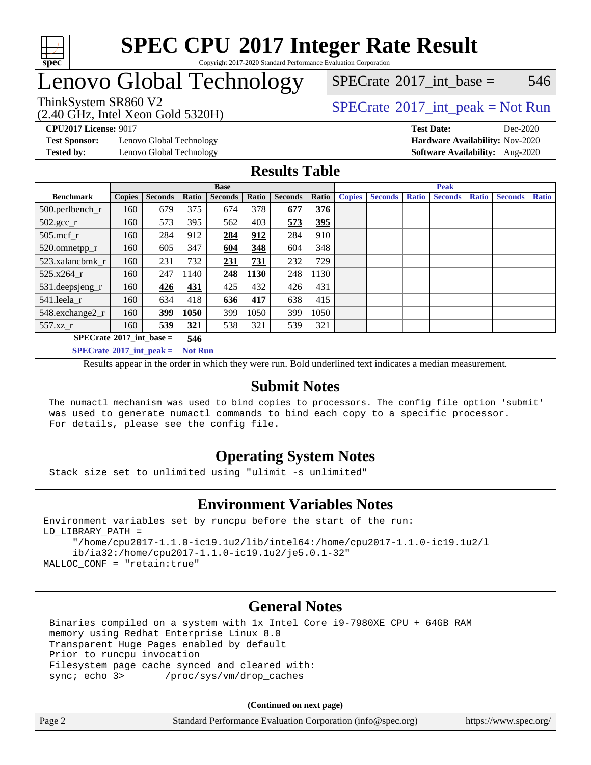# SPEC CPU 2017 Integer Rate Result

Copyright 2017-2020 Standard Performance Evaluation Corporation

# Lenovo Global Technology

ThinkSystem SR860 V2
(2.40 GHz, Intel Xeon Gold 5320H)

SPECrate 2017_int_base = 546

SPECrate 2017_int_peak = Not Run

**CPU2017 License:** 9017
**Test Sponsor:** Lenovo Global Technology
**Tested by:** Lenovo Global Technology
**Test Date:** Dec-2020
**Hardware Availability:** Nov-2020
**Software Availability:** Aug-2020

## Results Table

| Benchmark | Base | | | | | | | Peak | | | | | | |
|---|---|---|---|---|---|---|---|---|---|---|---|---|---|---|
| | Copies | Seconds | Ratio | Seconds | Ratio | Seconds | Ratio | Copies | Seconds | Ratio | Seconds | Ratio | Seconds | Ratio |
| 500.perlbench_r | 160 | 679 | 375 | 674 | 378 | **677** | **376** | | | | | | | |
| 502.gcc_r | 160 | 573 | 395 | 562 | 403 | **573** | **395** | | | | | | | |
| 505.mcf_r | 160 | 284 | 912 | **284** | **912** | 284 | 910 | | | | | | | |
| 520.omnetpp_r | 160 | 605 | 347 | **604** | **348** | 604 | 348 | | | | | | | |
| 523.xalancbmk_r | 160 | 231 | 732 | **231** | **731** | 232 | 729 | | | | | | | |
| 525.x264_r | 160 | 247 | 1140 | **248** | **1130** | 248 | 1130 | | | | | | | |
| 531.deepsjeng_r | 160 | **426** | **431** | 425 | 432 | 426 | 431 | | | | | | | |
| 541.leela_r | 160 | 634 | 418 | **636** | **417** | 638 | 415 | | | | | | | |
| 548.exchange2_r | 160 | **399** | **1050** | 399 | 1050 | 399 | 1050 | | | | | | | |
| 557.xz_r | 160 | **539** | **321** | 538 | 321 | 539 | 321 | | | | | | | |

**SPECrate 2017_int_base = 546**

**SPECrate 2017_int_peak = Not Run**

Results appear in the order in which they were run. Bold underlined text indicates a median measurement.

## Submit Notes

```
The numactl mechanism was used to bind copies to processors. The config file option 'submit'
was used to generate numactl commands to bind each copy to a specific processor.
For details, please see the config file.
```

## Operating System Notes

```
Stack size set to unlimited using "ulimit -s unlimited"
```

## Environment Variables Notes

```
Environment variables set by runcpu before the start of the run:
LD_LIBRARY_PATH =
     "/home/cpu2017-1.1.0-ic19.1u2/lib/intel64:/home/cpu2017-1.1.0-ic19.1u2/l
     ib/ia32:/home/cpu2017-1.1.0-ic19.1u2/je5.0.1-32"
MALLOC_CONF = "retain:true"
```

## General Notes

```
Binaries compiled on a system with 1x Intel Core i9-7980XE CPU + 64GB RAM
memory using Redhat Enterprise Linux 8.0
Transparent Huge Pages enabled by default
Prior to runcpu invocation
Filesystem page cache synced and cleared with:
sync; echo 3>       /proc/sys/vm/drop_caches
```

**(Continued on next page)**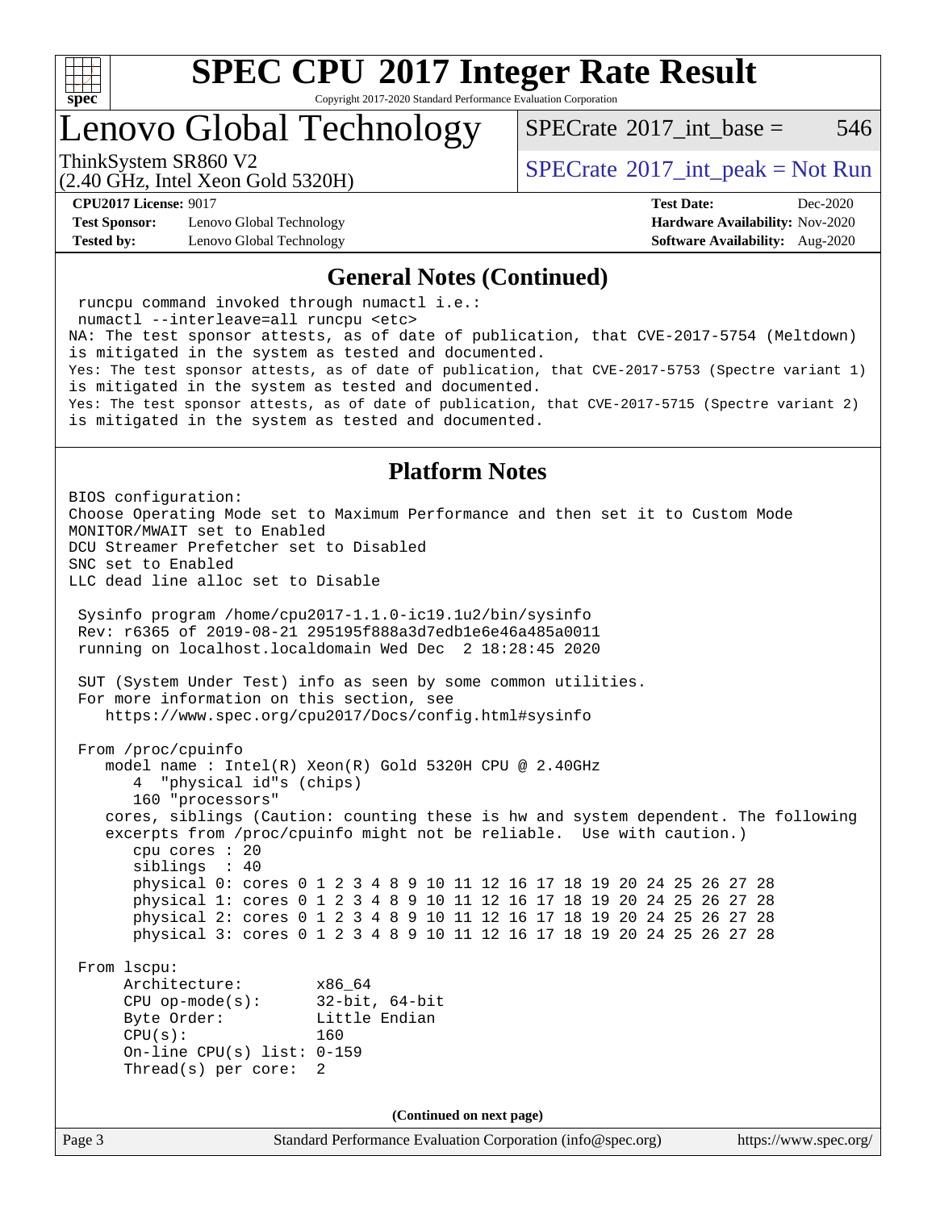# SPEC CPU 2017 Integer Rate Result

Copyright 2017-2020 Standard Performance Evaluation Corporation

## Lenovo Global Technology

ThinkSystem SR860 V2
(2.40 GHz, Intel Xeon Gold 5320H)

SPECrate 2017_int_base = 546

SPECrate 2017_int_peak = Not Run

**CPU2017 License:** 9017
**Test Sponsor:** Lenovo Global Technology
**Tested by:** Lenovo Global Technology

**Test Date:** Dec-2020
**Hardware Availability:** Nov-2020
**Software Availability:** Aug-2020

### General Notes (Continued)

```
 runcpu command invoked through numactl i.e.:
 numactl --interleave=all runcpu <etc>
NA: The test sponsor attests, as of date of publication, that CVE-2017-5754 (Meltdown)
is mitigated in the system as tested and documented.
Yes: The test sponsor attests, as of date of publication, that CVE-2017-5753 (Spectre variant 1)
is mitigated in the system as tested and documented.
Yes: The test sponsor attests, as of date of publication, that CVE-2017-5715 (Spectre variant 2)
is mitigated in the system as tested and documented.
```

### Platform Notes

```
BIOS configuration:
Choose Operating Mode set to Maximum Performance and then set it to Custom Mode
MONITOR/MWAIT set to Enabled
DCU Streamer Prefetcher set to Disabled
SNC set to Enabled
LLC dead line alloc set to Disable

 Sysinfo program /home/cpu2017-1.1.0-ic19.1u2/bin/sysinfo
 Rev: r6365 of 2019-08-21 295195f888a3d7edb1e6e46a485a0011
 running on localhost.localdomain Wed Dec  2 18:28:45 2020

 SUT (System Under Test) info as seen by some common utilities.
 For more information on this section, see
    https://www.spec.org/cpu2017/Docs/config.html#sysinfo

 From /proc/cpuinfo
    model name : Intel(R) Xeon(R) Gold 5320H CPU @ 2.40GHz
       4  "physical id"s (chips)
       160 "processors"
    cores, siblings (Caution: counting these is hw and system dependent. The following
    excerpts from /proc/cpuinfo might not be reliable.  Use with caution.)
       cpu cores : 20
       siblings  : 40
       physical 0: cores 0 1 2 3 4 8 9 10 11 12 16 17 18 19 20 24 25 26 27 28
       physical 1: cores 0 1 2 3 4 8 9 10 11 12 16 17 18 19 20 24 25 26 27 28
       physical 2: cores 0 1 2 3 4 8 9 10 11 12 16 17 18 19 20 24 25 26 27 28
       physical 3: cores 0 1 2 3 4 8 9 10 11 12 16 17 18 19 20 24 25 26 27 28

 From lscpu:
      Architecture:        x86_64
      CPU op-mode(s):      32-bit, 64-bit
      Byte Order:          Little Endian
      CPU(s):              160
      On-line CPU(s) list: 0-159
      Thread(s) per core:  2
```

(Continued on next page)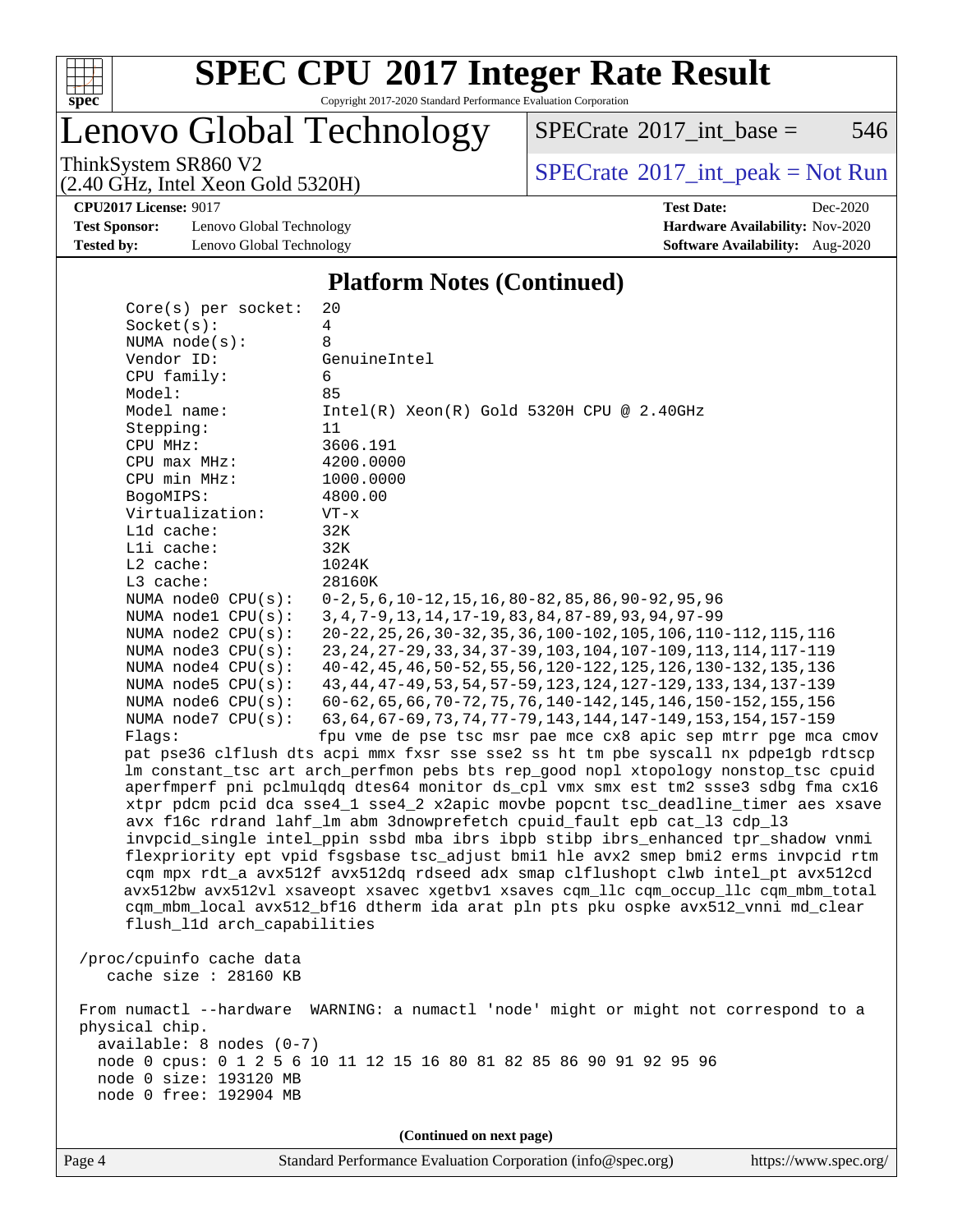## Platform Notes (Continued)

```
     Core(s) per socket:  20
     Socket(s):           4
     NUMA node(s):        8
     Vendor ID:           GenuineIntel
     CPU family:          6
     Model:               85
     Model name:          Intel(R) Xeon(R) Gold 5320H CPU @ 2.40GHz
     Stepping:            11
     CPU MHz:             3606.191
     CPU max MHz:         4200.0000
     CPU min MHz:         1000.0000
     BogoMIPS:            4800.00
     Virtualization:      VT-x
     L1d cache:           32K
     L1i cache:           32K
     L2 cache:            1024K
     L3 cache:            28160K
     NUMA node0 CPU(s):   0-2,5,6,10-12,15,16,80-82,85,86,90-92,95,96
     NUMA node1 CPU(s):   3,4,7-9,13,14,17-19,83,84,87-89,93,94,97-99
     NUMA node2 CPU(s):   20-22,25,26,30-32,35,36,100-102,105,106,110-112,115,116
     NUMA node3 CPU(s):   23,24,27-29,33,34,37-39,103,104,107-109,113,114,117-119
     NUMA node4 CPU(s):   40-42,45,46,50-52,55,56,120-122,125,126,130-132,135,136
     NUMA node5 CPU(s):   43,44,47-49,53,54,57-59,123,124,127-129,133,134,137-139
     NUMA node6 CPU(s):   60-62,65,66,70-72,75,76,140-142,145,146,150-152,155,156
     NUMA node7 CPU(s):   63,64,67-69,73,74,77-79,143,144,147-149,153,154,157-159
     Flags:               fpu vme de pse tsc msr pae mce cx8 apic sep mtrr pge mca cmov
     pat pse36 clflush dts acpi mmx fxsr sse sse2 ss ht tm pbe syscall nx pdpe1gb rdtscp
     lm constant_tsc art arch_perfmon pebs bts rep_good nopl xtopology nonstop_tsc cpuid
     aperfmperf pni pclmulqdq dtes64 monitor ds_cpl vmx smx est tm2 ssse3 sdbg fma cx16
     xtpr pdcm pcid dca sse4_1 sse4_2 x2apic movbe popcnt tsc_deadline_timer aes xsave
     avx f16c rdrand lahf_lm abm 3dnowprefetch cpuid_fault epb cat_l3 cdp_l3
     invpcid_single intel_ppin ssbd mba ibrs ibpb stibp ibrs_enhanced tpr_shadow vnmi
     flexpriority ept vpid fsgsbase tsc_adjust bmi1 hle avx2 smep bmi2 erms invpcid rtm
     cqm mpx rdt_a avx512f avx512dq rdseed adx smap clflushopt clwb intel_pt avx512cd
     avx512bw avx512vl xsaveopt xsavec xgetbv1 xsaves cqm_llc cqm_occup_llc cqm_mbm_total
     cqm_mbm_local avx512_bf16 dtherm ida arat pln pts pku ospke avx512_vnni md_clear
     flush_l1d arch_capabilities

 /proc/cpuinfo cache data
    cache size : 28160 KB

 From numactl --hardware  WARNING: a numactl 'node' might or might not correspond to a
 physical chip.
   available: 8 nodes (0-7)
   node 0 cpus: 0 1 2 5 6 10 11 12 15 16 80 81 82 85 86 90 91 92 95 96
   node 0 size: 193120 MB
   node 0 free: 192904 MB
```

(Continued on next page)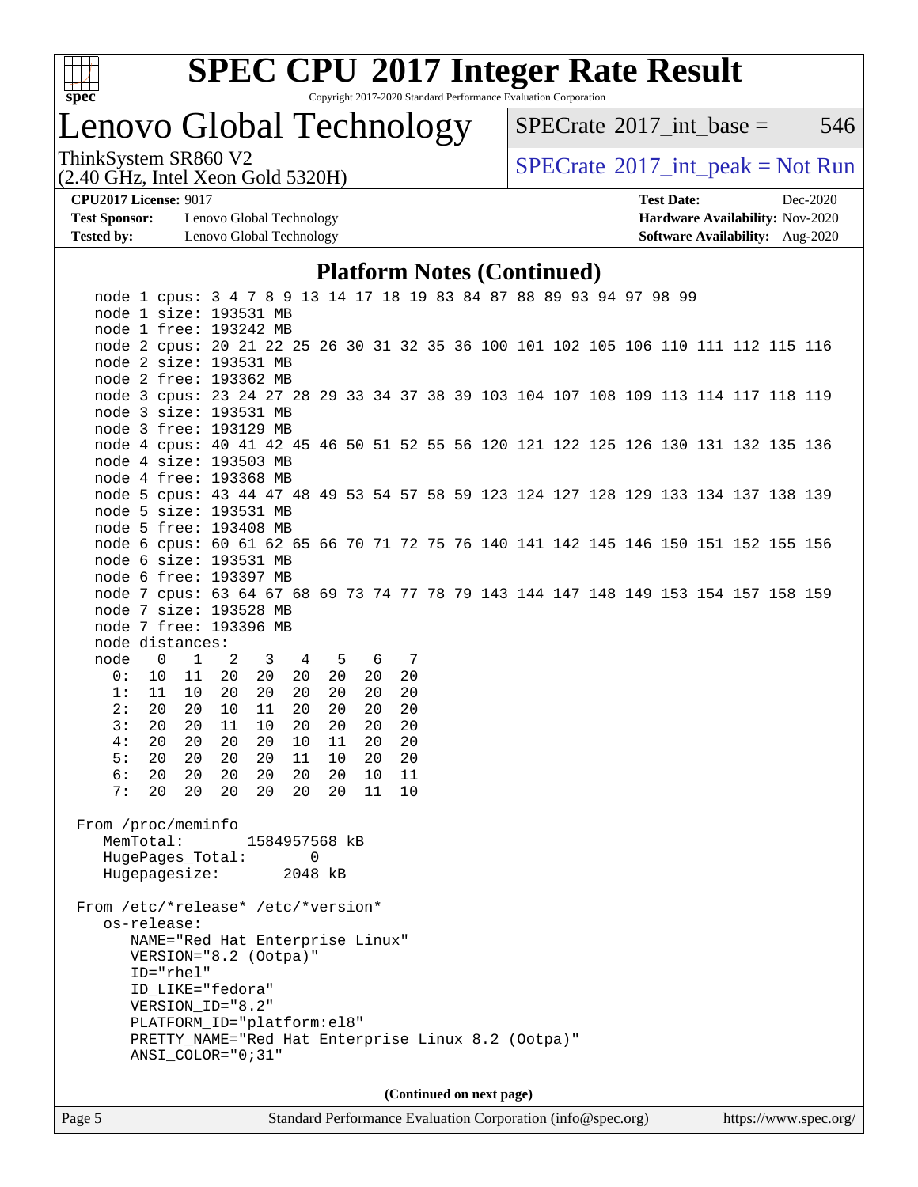# SPEC CPU 2017 Integer Rate Result

Copyright 2017-2020 Standard Performance Evaluation Corporation

## Lenovo Global Technology

ThinkSystem SR860 V2
(2.40 GHz, Intel Xeon Gold 5320H)

SPECrate 2017_int_base = 546

SPECrate 2017_int_peak = Not Run

**CPU2017 License:** 9017
**Test Sponsor:** Lenovo Global Technology
**Tested by:** Lenovo Global Technology

**Test Date:** Dec-2020
**Hardware Availability:** Nov-2020
**Software Availability:** Aug-2020

### Platform Notes (Continued)

```
   node 1 cpus: 3 4 7 8 9 13 14 17 18 19 83 84 87 88 89 93 94 97 98 99
   node 1 size: 193531 MB
   node 1 free: 193242 MB
   node 2 cpus: 20 21 22 25 26 30 31 32 35 36 100 101 102 105 106 110 111 112 115 116
   node 2 size: 193531 MB
   node 2 free: 193362 MB
   node 3 cpus: 23 24 27 28 29 33 34 37 38 39 103 104 107 108 109 113 114 117 118 119
   node 3 size: 193531 MB
   node 3 free: 193129 MB
   node 4 cpus: 40 41 42 45 46 50 51 52 55 56 120 121 122 125 126 130 131 132 135 136
   node 4 size: 193503 MB
   node 4 free: 193368 MB
   node 5 cpus: 43 44 47 48 49 53 54 57 58 59 123 124 127 128 129 133 134 137 138 139
   node 5 size: 193531 MB
   node 5 free: 193408 MB
   node 6 cpus: 60 61 62 65 66 70 71 72 75 76 140 141 142 145 146 150 151 152 155 156
   node 6 size: 193531 MB
   node 6 free: 193397 MB
   node 7 cpus: 63 64 67 68 69 73 74 77 78 79 143 144 147 148 149 153 154 157 158 159
   node 7 size: 193528 MB
   node 7 free: 193396 MB
   node distances:
   node   0   1   2   3   4   5   6   7
     0:  10  11  20  20  20  20  20  20
     1:  11  10  20  20  20  20  20  20
     2:  20  20  10  11  20  20  20  20
     3:  20  20  11  10  20  20  20  20
     4:  20  20  20  20  10  11  20  20
     5:  20  20  20  20  11  10  20  20
     6:  20  20  20  20  20  20  10  11
     7:  20  20  20  20  20  20  11  10

 From /proc/meminfo
    MemTotal:       1584957568 kB
    HugePages_Total:       0
    Hugepagesize:       2048 kB

 From /etc/*release* /etc/*version*
    os-release:
       NAME="Red Hat Enterprise Linux"
       VERSION="8.2 (Ootpa)"
       ID="rhel"
       ID_LIKE="fedora"
       VERSION_ID="8.2"
       PLATFORM_ID="platform:el8"
       PRETTY_NAME="Red Hat Enterprise Linux 8.2 (Ootpa)"
       ANSI_COLOR="0;31"
```

(Continued on next page)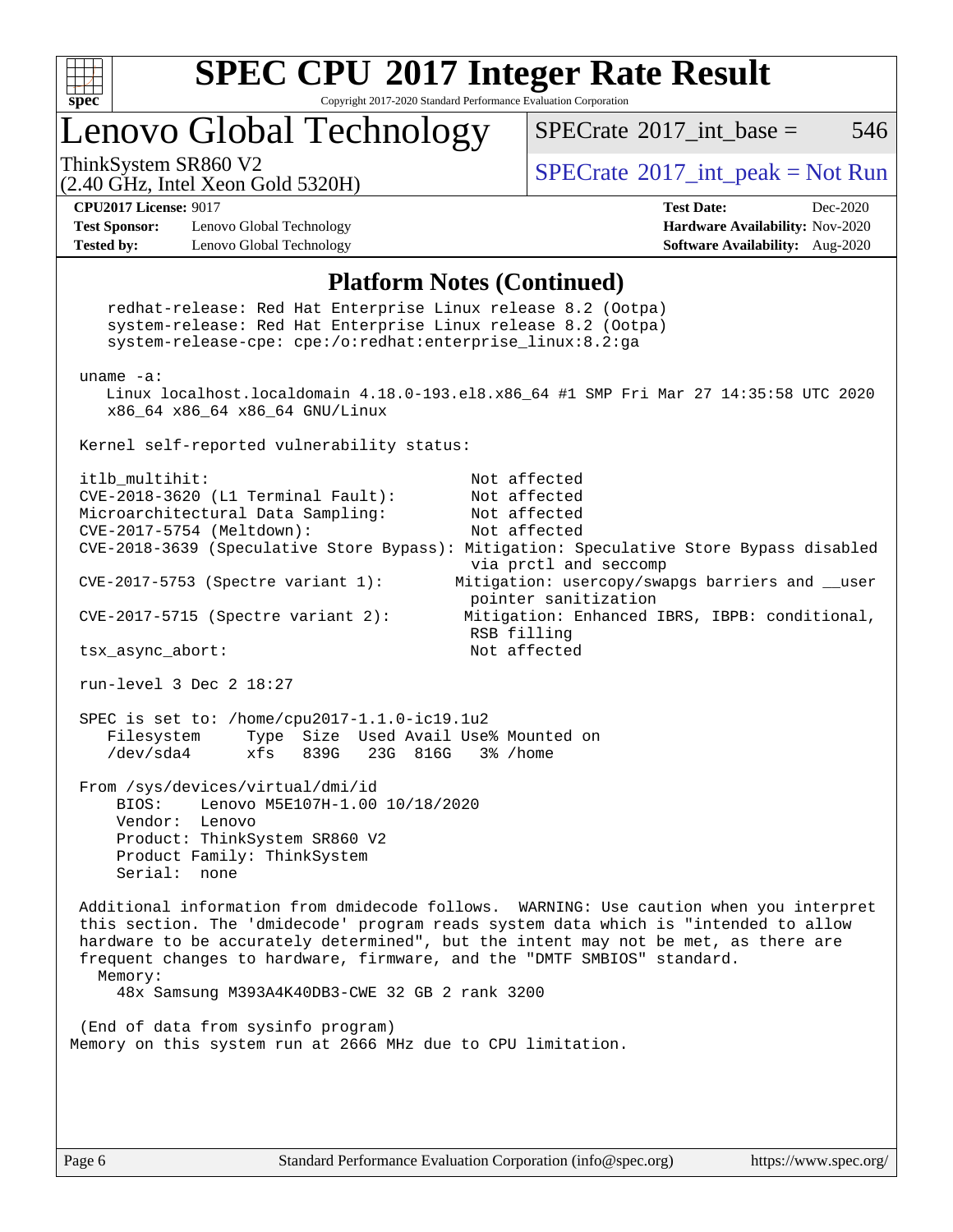# SPEC CPU 2017 Integer Rate Result

Copyright 2017-2020 Standard Performance Evaluation Corporation

## Lenovo Global Technology

ThinkSystem SR860 V2
(2.40 GHz, Intel Xeon Gold 5320H)

SPECrate 2017_int_base = 546

SPECrate 2017_int_peak = Not Run

**CPU2017 License:** 9017
**Test Sponsor:** Lenovo Global Technology
**Tested by:** Lenovo Global Technology

**Test Date:** Dec-2020
**Hardware Availability:** Nov-2020
**Software Availability:** Aug-2020

### Platform Notes (Continued)

```
    redhat-release: Red Hat Enterprise Linux release 8.2 (Ootpa)
    system-release: Red Hat Enterprise Linux release 8.2 (Ootpa)
    system-release-cpe: cpe:/o:redhat:enterprise_linux:8.2:ga

 uname -a:
    Linux localhost.localdomain 4.18.0-193.el8.x86_64 #1 SMP Fri Mar 27 14:35:58 UTC 2020
    x86_64 x86_64 x86_64 GNU/Linux

 Kernel self-reported vulnerability status:

 itlb_multihit:                                 Not affected
 CVE-2018-3620 (L1 Terminal Fault):             Not affected
 Microarchitectural Data Sampling:              Not affected
 CVE-2017-5754 (Meltdown):                      Not affected
 CVE-2018-3639 (Speculative Store Bypass): Mitigation: Speculative Store Bypass disabled
                                                via prctl and seccomp
 CVE-2017-5753 (Spectre variant 1):            Mitigation: usercopy/swapgs barriers and __user
                                                pointer sanitization
 CVE-2017-5715 (Spectre variant 2):             Mitigation: Enhanced IBRS, IBPB: conditional,
                                                RSB filling
 tsx_async_abort:                               Not affected

 run-level 3 Dec 2 18:27

 SPEC is set to: /home/cpu2017-1.1.0-ic19.1u2
    Filesystem     Type  Size  Used Avail Use% Mounted on
    /dev/sda4      xfs   839G   23G  816G   3% /home

 From /sys/devices/virtual/dmi/id
     BIOS:    Lenovo M5E107H-1.00 10/18/2020
     Vendor:  Lenovo
     Product: ThinkSystem SR860 V2
     Product Family: ThinkSystem
     Serial:  none

 Additional information from dmidecode follows.  WARNING: Use caution when you interpret
 this section. The 'dmidecode' program reads system data which is "intended to allow
 hardware to be accurately determined", but the intent may not be met, as there are
 frequent changes to hardware, firmware, and the "DMTF SMBIOS" standard.
   Memory:
     48x Samsung M393A4K40DB3-CWE 32 GB 2 rank 3200

 (End of data from sysinfo program)
Memory on this system run at 2666 MHz due to CPU limitation.
```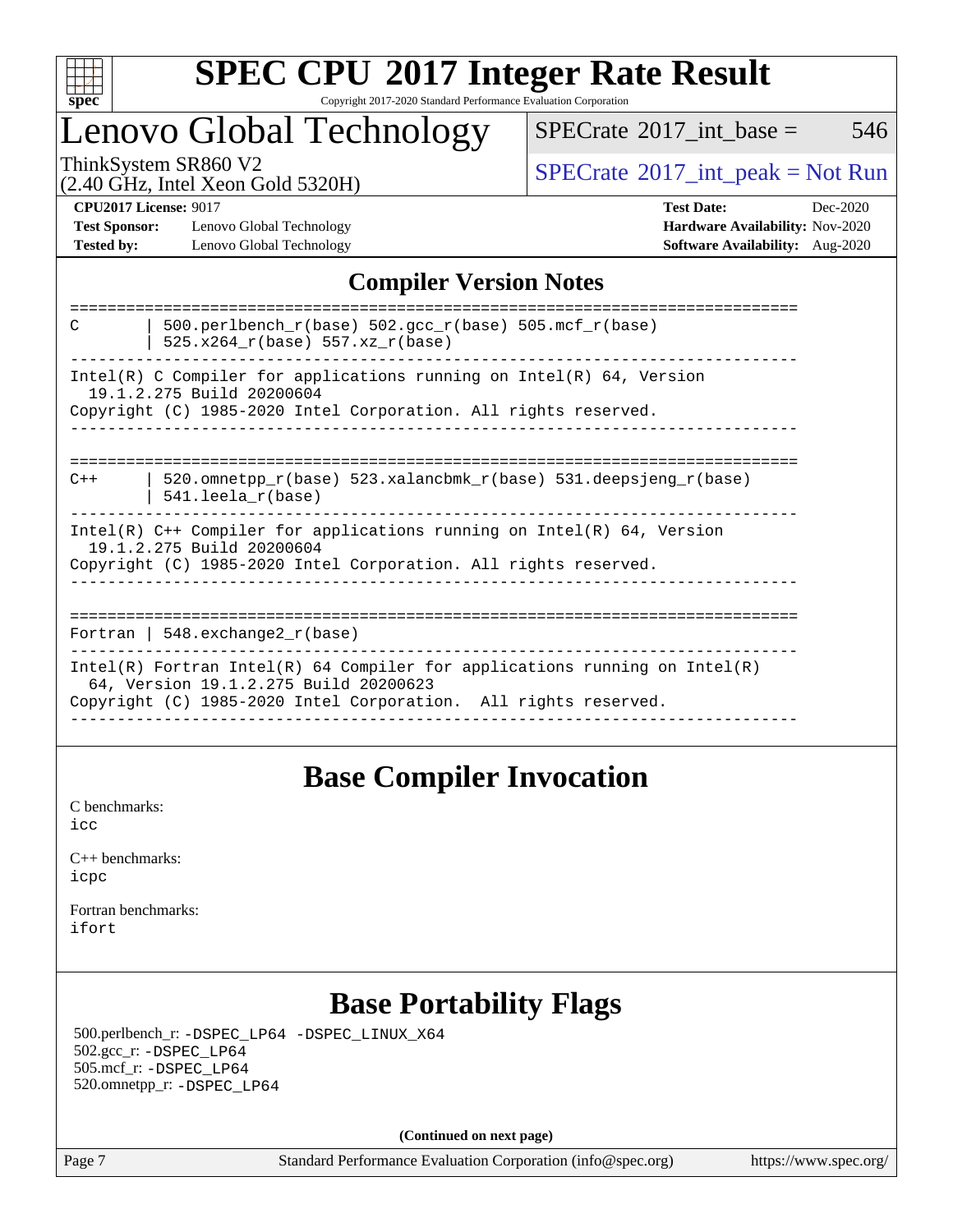# SPEC CPU 2017 Integer Rate Result

Copyright 2017-2020 Standard Performance Evaluation Corporation

## Lenovo Global Technology

ThinkSystem SR860 V2
(2.40 GHz, Intel Xeon Gold 5320H)

SPECrate 2017_int_base = 546

SPECrate 2017_int_peak = Not Run

**CPU2017 License:** 9017
**Test Sponsor:** Lenovo Global Technology
**Tested by:** Lenovo Global Technology

**Test Date:** Dec-2020
**Hardware Availability:** Nov-2020
**Software Availability:** Aug-2020

## Compiler Version Notes

```
==============================================================================
C       | 500.perlbench_r(base) 502.gcc_r(base) 505.mcf_r(base)
        | 525.x264_r(base) 557.xz_r(base)
------------------------------------------------------------------------------
Intel(R) C Compiler for applications running on Intel(R) 64, Version
  19.1.2.275 Build 20200604
Copyright (C) 1985-2020 Intel Corporation. All rights reserved.
------------------------------------------------------------------------------

==============================================================================
C++     | 520.omnetpp_r(base) 523.xalancbmk_r(base) 531.deepsjeng_r(base)
        | 541.leela_r(base)
------------------------------------------------------------------------------
Intel(R) C++ Compiler for applications running on Intel(R) 64, Version
  19.1.2.275 Build 20200604
Copyright (C) 1985-2020 Intel Corporation. All rights reserved.
------------------------------------------------------------------------------

==============================================================================
Fortran | 548.exchange2_r(base)
------------------------------------------------------------------------------
Intel(R) Fortran Intel(R) 64 Compiler for applications running on Intel(R)
  64, Version 19.1.2.275 Build 20200623
Copyright (C) 1985-2020 Intel Corporation.  All rights reserved.
------------------------------------------------------------------------------
```

## Base Compiler Invocation

C benchmarks:
icc

C++ benchmarks:
icpc

Fortran benchmarks:
ifort

## Base Portability Flags

500.perlbench_r: -DSPEC_LP64 -DSPEC_LINUX_X64
502.gcc_r: -DSPEC_LP64
505.mcf_r: -DSPEC_LP64
520.omnetpp_r: -DSPEC_LP64

(Continued on next page)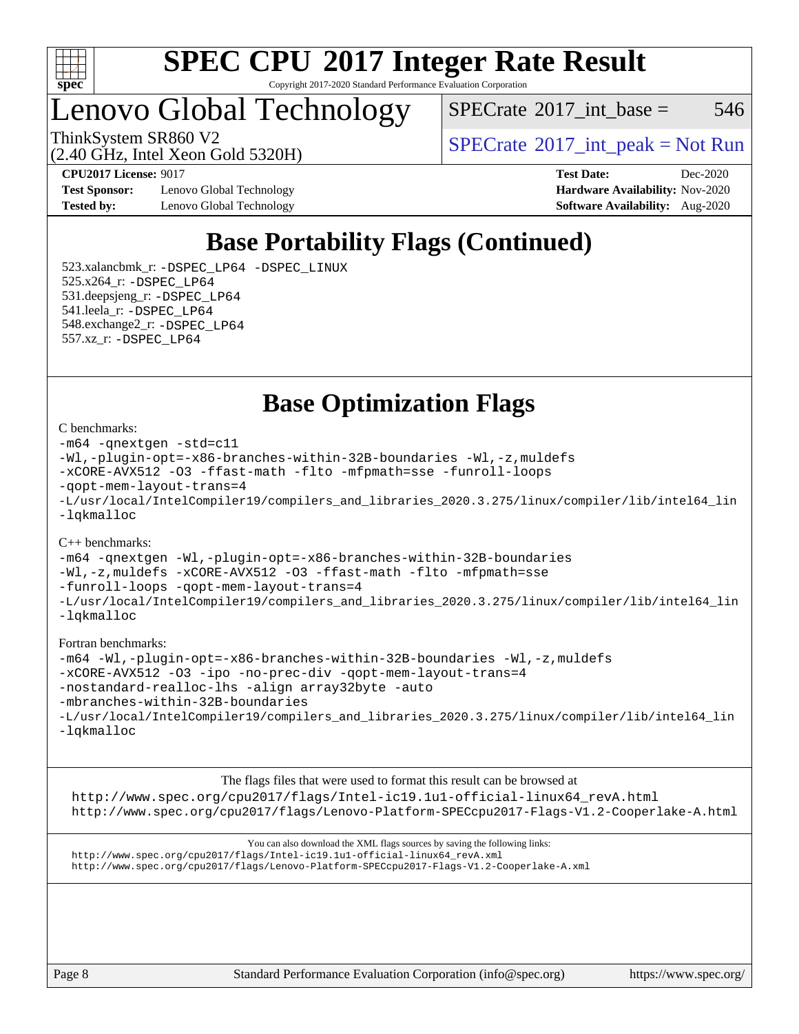# SPEC CPU 2017 Integer Rate Result

Copyright 2017-2020 Standard Performance Evaluation Corporation

# Lenovo Global Technology

ThinkSystem SR860 V2
(2.40 GHz, Intel Xeon Gold 5320H)

SPECrate 2017_int_base = 546

SPECrate 2017_int_peak = Not Run

**CPU2017 License:** 9017
**Test Sponsor:** Lenovo Global Technology
**Tested by:** Lenovo Global Technology
**Test Date:** Dec-2020
**Hardware Availability:** Nov-2020
**Software Availability:** Aug-2020

## Base Portability Flags (Continued)

523.xalancbmk_r: -DSPEC_LP64 -DSPEC_LINUX
525.x264_r: -DSPEC_LP64
531.deepsjeng_r: -DSPEC_LP64
541.leela_r: -DSPEC_LP64
548.exchange2_r: -DSPEC_LP64
557.xz_r: -DSPEC_LP64

## Base Optimization Flags

C benchmarks:

```
-m64 -qnextgen -std=c11
-Wl,-plugin-opt=-x86-branches-within-32B-boundaries -Wl,-z,muldefs
-xCORE-AVX512 -O3 -ffast-math -flto -mfpmath=sse -funroll-loops
-qopt-mem-layout-trans=4
-L/usr/local/IntelCompiler19/compilers_and_libraries_2020.3.275/linux/compiler/lib/intel64_lin
-lqkmalloc
```

C++ benchmarks:

```
-m64 -qnextgen -Wl,-plugin-opt=-x86-branches-within-32B-boundaries
-Wl,-z,muldefs -xCORE-AVX512 -O3 -ffast-math -flto -mfpmath=sse
-funroll-loops -qopt-mem-layout-trans=4
-L/usr/local/IntelCompiler19/compilers_and_libraries_2020.3.275/linux/compiler/lib/intel64_lin
-lqkmalloc
```

Fortran benchmarks:

```
-m64 -Wl,-plugin-opt=-x86-branches-within-32B-boundaries -Wl,-z,muldefs
-xCORE-AVX512 -O3 -ipo -no-prec-div -qopt-mem-layout-trans=4
-nostandard-realloc-lhs -align array32byte -auto
-mbranches-within-32B-boundaries
-L/usr/local/IntelCompiler19/compilers_and_libraries_2020.3.275/linux/compiler/lib/intel64_lin
-lqkmalloc
```

The flags files that were used to format this result can be browsed at
http://www.spec.org/cpu2017/flags/Intel-ic19.1u1-official-linux64_revA.html
http://www.spec.org/cpu2017/flags/Lenovo-Platform-SPECcpu2017-Flags-V1.2-Cooperlake-A.html

You can also download the XML flags sources by saving the following links:
http://www.spec.org/cpu2017/flags/Intel-ic19.1u1-official-linux64_revA.xml
http://www.spec.org/cpu2017/flags/Lenovo-Platform-SPECcpu2017-Flags-V1.2-Cooperlake-A.xml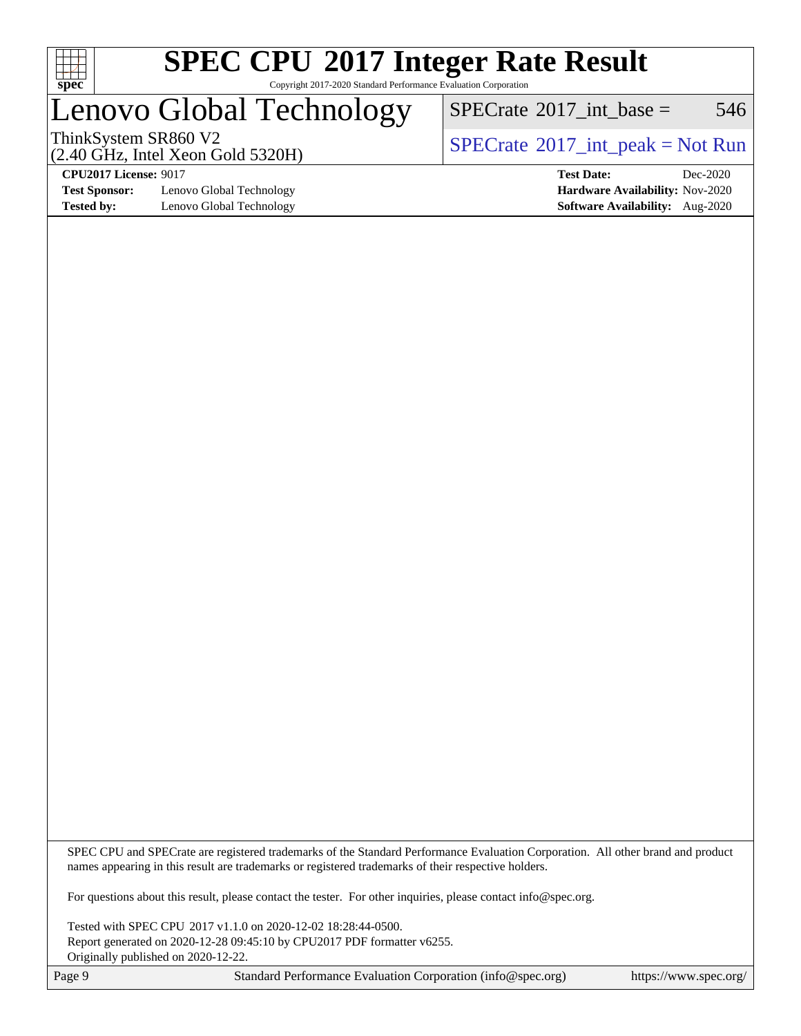SPEC CPU and SPECrate are registered trademarks of the Standard Performance Evaluation Corporation. All other brand and product names appearing in this result are trademarks or registered trademarks of their respective holders.

For questions about this result, please contact the tester. For other inquiries, please contact info@spec.org.

Tested with SPEC CPU 2017 v1.1.0 on 2020-12-02 18:28:44-0500.
Report generated on 2020-12-28 09:45:10 by CPU2017 PDF formatter v6255.
Originally published on 2020-12-22.